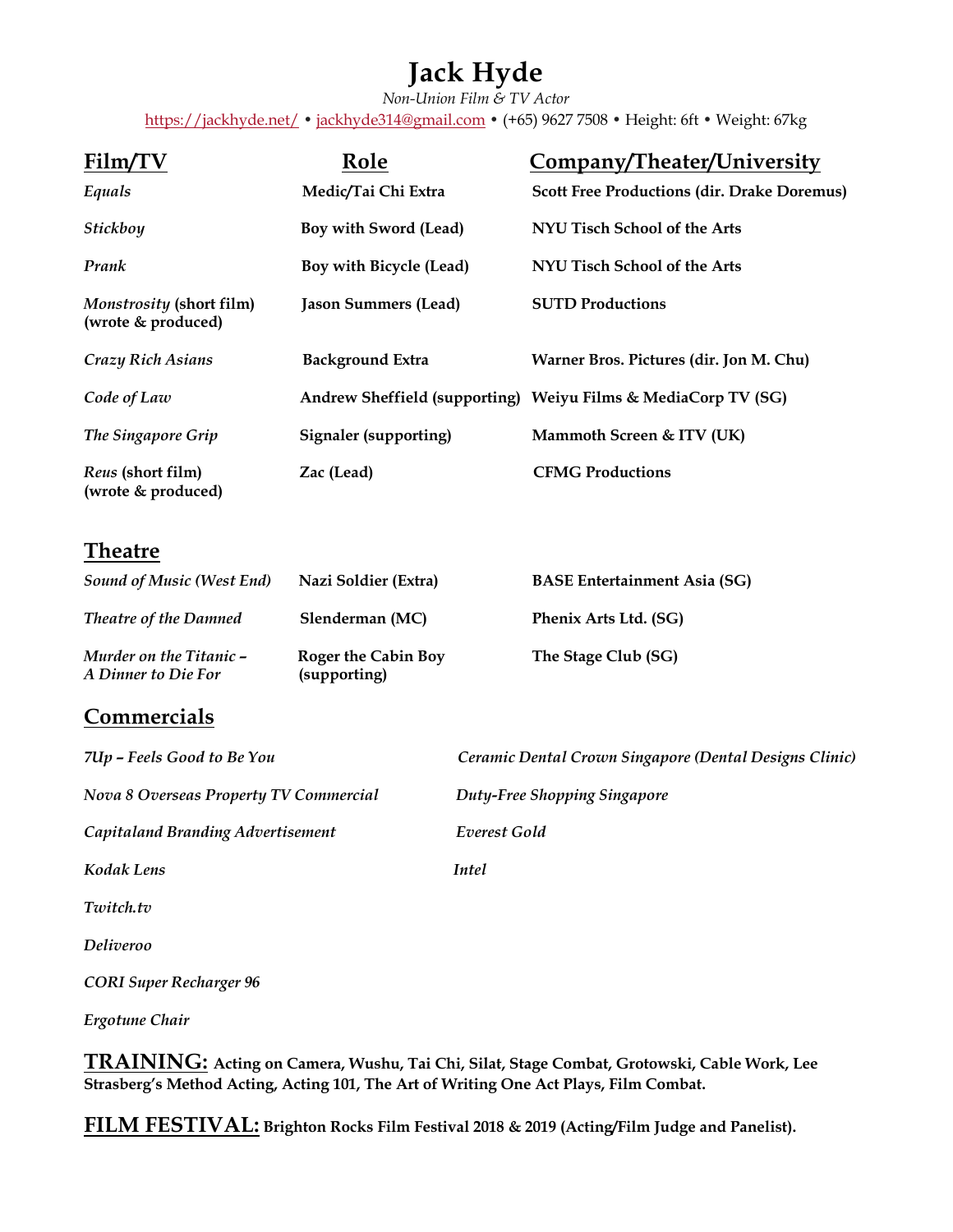# Jack Hyde

*Non-Union Film & TV Actor*

https://jackhyde.net/ • jackhyde314@gmail.com • (+65) 9627 7508 • Height: 6ft • Weight: 67kg

| Film/TV | Role | Company/Theater/University |
|---|---|---|
| *Equals* | **Medic/Tai Chi Extra** | **Scott Free Productions (dir. Drake Doremus)** |
| *Stickboy* | **Boy with Sword (Lead)** | **NYU Tisch School of the Arts** |
| *Prank* | **Boy with Bicycle (Lead)** | **NYU Tisch School of the Arts** |
| *Monstrosity* **(short film) (wrote & produced)** | **Jason Summers (Lead)** | **SUTD Productions** |
| *Crazy Rich Asians* | **Background Extra** | **Warner Bros. Pictures (dir. Jon M. Chu)** |
| *Code of Law* | **Andrew Sheffield (supporting)** | **Weiyu Films & MediaCorp TV (SG)** |
| *The Singapore Grip* | **Signaler (supporting)** | **Mammoth Screen & ITV (UK)** |
| *Reus* **(short film) (wrote & produced)** | **Zac (Lead)** | **CFMG Productions** |

## Theatre

| | | |
|---|---|---|
| *Sound of Music (West End)* | **Nazi Soldier (Extra)** | **BASE Entertainment Asia (SG)** |
| *Theatre of the Damned* | **Slenderman (MC)** | **Phenix Arts Ltd. (SG)** |
| *Murder on the Titanic – A Dinner to Die For* | **Roger the Cabin Boy (supporting)** | **The Stage Club (SG)** |

## Commercials

*7Up – Feels Good to Be You*

*Nova 8 Overseas Property TV Commercial*

*Capitaland Branding Advertisement*

*Kodak Lens*

*Twitch.tv*

*Deliveroo*

*CORI Super Recharger 96*

*Ergotune Chair*

*Ceramic Dental Crown Singapore (Dental Designs Clinic)*

*Duty-Free Shopping Singapore*

*Everest Gold*

*Intel*

**TRAINING:** **Acting on Camera, Wushu, Tai Chi, Silat, Stage Combat, Grotowski, Cable Work, Lee Strasberg's Method Acting, Acting 101, The Art of Writing One Act Plays, Film Combat.**

**FILM FESTIVAL:** **Brighton Rocks Film Festival 2018 & 2019 (Acting/Film Judge and Panelist).**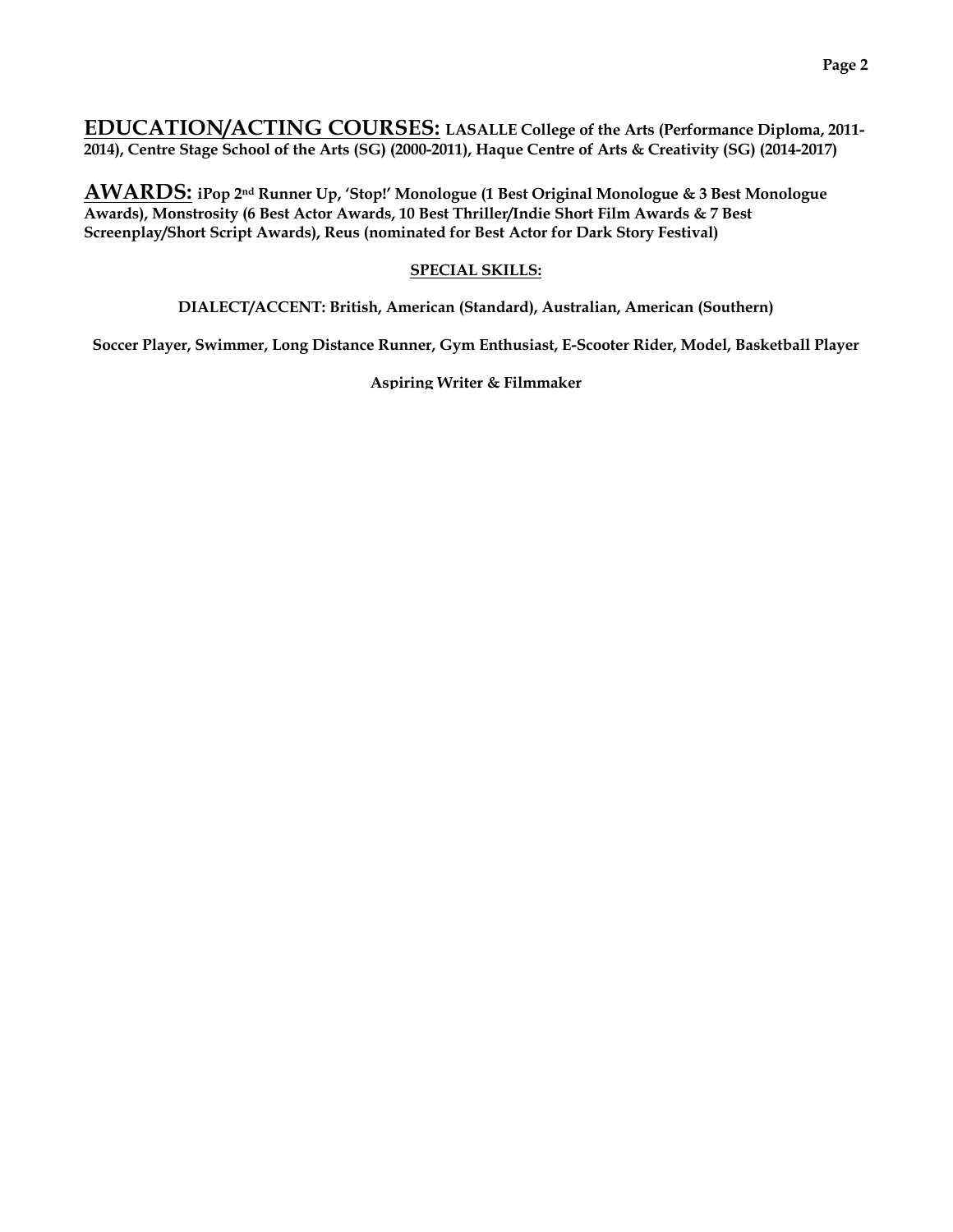**EDUCATION/ACTING COURSES:** **LASALLE College of the Arts (Performance Diploma, 2011-2014), Centre Stage School of the Arts (SG) (2000-2011), Haque Centre of Arts & Creativity (SG) (2014-2017)**

**AWARDS:** **iPop 2nd Runner Up, 'Stop!' Monologue (1 Best Original Monologue & 3 Best Monologue Awards), Monstrosity (6 Best Actor Awards, 10 Best Thriller/Indie Short Film Awards & 7 Best Screenplay/Short Script Awards), Reus (nominated for Best Actor for Dark Story Festival)**

**SPECIAL SKILLS:**

**DIALECT/ACCENT: British, American (Standard), Australian, American (Southern)**

**Soccer Player, Swimmer, Long Distance Runner, Gym Enthusiast, E-Scooter Rider, Model, Basketball Player**

**Aspiring Writer & Filmmaker**